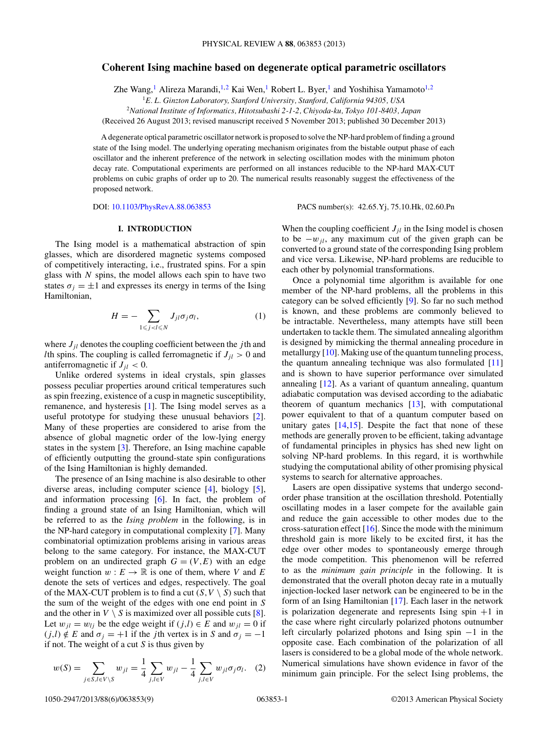# Coherent Ising machine based on degenerate optical parametric oscillators

Zhe Wang,[1] Alireza Marandi,[1,2] Kai Wen,[1] Robert L. Byer,[1] and Yoshihisa Yamamoto[1,2]

[1]E. L. Ginzton Laboratory, Stanford University, Stanford, California 94305, USA

[2]National Institute of Informatics, Hitotsubashi 2-1-2, Chiyoda-ku, Tokyo 101-8403, Japan

(Received 26 August 2013; revised manuscript received 5 November 2013; published 30 December 2013)

A degenerate optical parametric oscillator network is proposed to solve the NP-hard problem of finding a ground state of the Ising model. The underlying operating mechanism originates from the bistable output phase of each oscillator and the inherent preference of the network in selecting oscillation modes with the minimum photon decay rate. Computational experiments are performed on all instances reducible to the NP-hard MAX-CUT problems on cubic graphs of order up to 20. The numerical results reasonably suggest the effectiveness of the proposed network.

DOI: 10.1103/PhysRevA.88.063853 PACS number(s): 42.65.Yj, 75.10.Hk, 02.60.Pn

## I. INTRODUCTION

The Ising model is a mathematical abstraction of spin glasses, which are disordered magnetic systems composed of competitively interacting, i.e., frustrated spins. For a spin glass with $N$ spins, the model allows each spin to have two states $\sigma_j = \pm 1$ and expresses its energy in terms of the Ising Hamiltonian,

$$H = -\sum_{1 \leqslant j < l \leqslant N} J_{jl}\sigma_j\sigma_l, \tag{1}$$

where $J_{jl}$ denotes the coupling coefficient between the $j$th and $l$th spins. The coupling is called ferromagnetic if $J_{jl} > 0$ and antiferromagnetic if $J_{jl} < 0$.

Unlike ordered systems in ideal crystals, spin glasses possess peculiar properties around critical temperatures such as spin freezing, existence of a cusp in magnetic susceptibility, remanence, and hysteresis [1]. The Ising model serves as a useful prototype for studying these unusual behaviors [2]. Many of these properties are considered to arise from the absence of global magnetic order of the low-lying energy states in the system [3]. Therefore, an Ising machine capable of efficiently outputting the ground-state spin configurations of the Ising Hamiltonian is highly demanded.

The presence of an Ising machine is also desirable to other diverse areas, including computer science [4], biology [5], and information processing [6]. In fact, the problem of finding a ground state of an Ising Hamiltonian, which will be referred to as the *Ising problem* in the following, is in the NP-hard category in computational complexity [7]. Many combinatorial optimization problems arising in various areas belong to the same category. For instance, the MAX-CUT problem on an undirected graph $G = (V,E)$ with an edge weight function $w : E \to \mathbb{R}$ is one of them, where $V$ and $E$ denote the sets of vertices and edges, respectively. The goal of the MAX-CUT problem is to find a cut $(S, V \setminus S)$ such that the sum of the weight of the edges with one end point in $S$ and the other in $V \setminus S$ is maximized over all possible cuts [8]. Let $w_{jl} = w_{lj}$ be the edge weight if $(j,l) \in E$ and $w_{jl} = 0$ if $(j,l) \notin E$ and $\sigma_j = +1$ if the $j$th vertex is in $S$ and $\sigma_j = -1$ if not. The weight of a cut $S$ is thus given by

$$w(S) = \sum_{j \in S, l \in V \setminus S} w_{jl} = \frac{1}{4}\sum_{j,l \in V} w_{jl} - \frac{1}{4}\sum_{j,l \in V} w_{jl}\sigma_j\sigma_l. \tag{2}$$

When the coupling coefficient $J_{jl}$ in the Ising model is chosen to be $-w_{jl}$, any maximum cut of the given graph can be converted to a ground state of the corresponding Ising problem and vice versa. Likewise, NP-hard problems are reducible to each other by polynomial transformations.

Once a polynomial time algorithm is available for one member of the NP-hard problems, all the problems in this category can be solved efficiently [9]. So far no such method is known, and these problems are commonly believed to be intractable. Nevertheless, many attempts have still been undertaken to tackle them. The simulated annealing algorithm is designed by mimicking the thermal annealing procedure in metallurgy [10]. Making use of the quantum tunneling process, the quantum annealing technique was also formulated [11] and is shown to have superior performance over simulated annealing [12]. As a variant of quantum annealing, quantum adiabatic computation was devised according to the adiabatic theorem of quantum mechanics [13], with computational power equivalent to that of a quantum computer based on unitary gates [14,15]. Despite the fact that none of these methods are generally proven to be efficient, taking advantage of fundamental principles in physics has shed new light on solving NP-hard problems. In this regard, it is worthwhile studying the computational ability of other promising physical systems to search for alternative approaches.

Lasers are open dissipative systems that undergo second-order phase transition at the oscillation threshold. Potentially oscillating modes in a laser compete for the available gain and reduce the gain accessible to other modes due to the cross-saturation effect [16]. Since the mode with the minimum threshold gain is more likely to be excited first, it has the edge over other modes to spontaneously emerge through the mode competition. This phenomenon will be referred to as the *minimum gain principle* in the following. It is demonstrated that the overall photon decay rate in a mutually injection-locked laser network can be engineered to be in the form of an Ising Hamiltonian [17]. Each laser in the network is polarization degenerate and represents Ising spin +1 in the case where right circularly polarized photons outnumber left circularly polarized photons and Ising spin −1 in the opposite case. Each combination of the polarization of all lasers is considered to be a global mode of the whole network. Numerical simulations have shown evidence in favor of the minimum gain principle. For the select Ising problems, the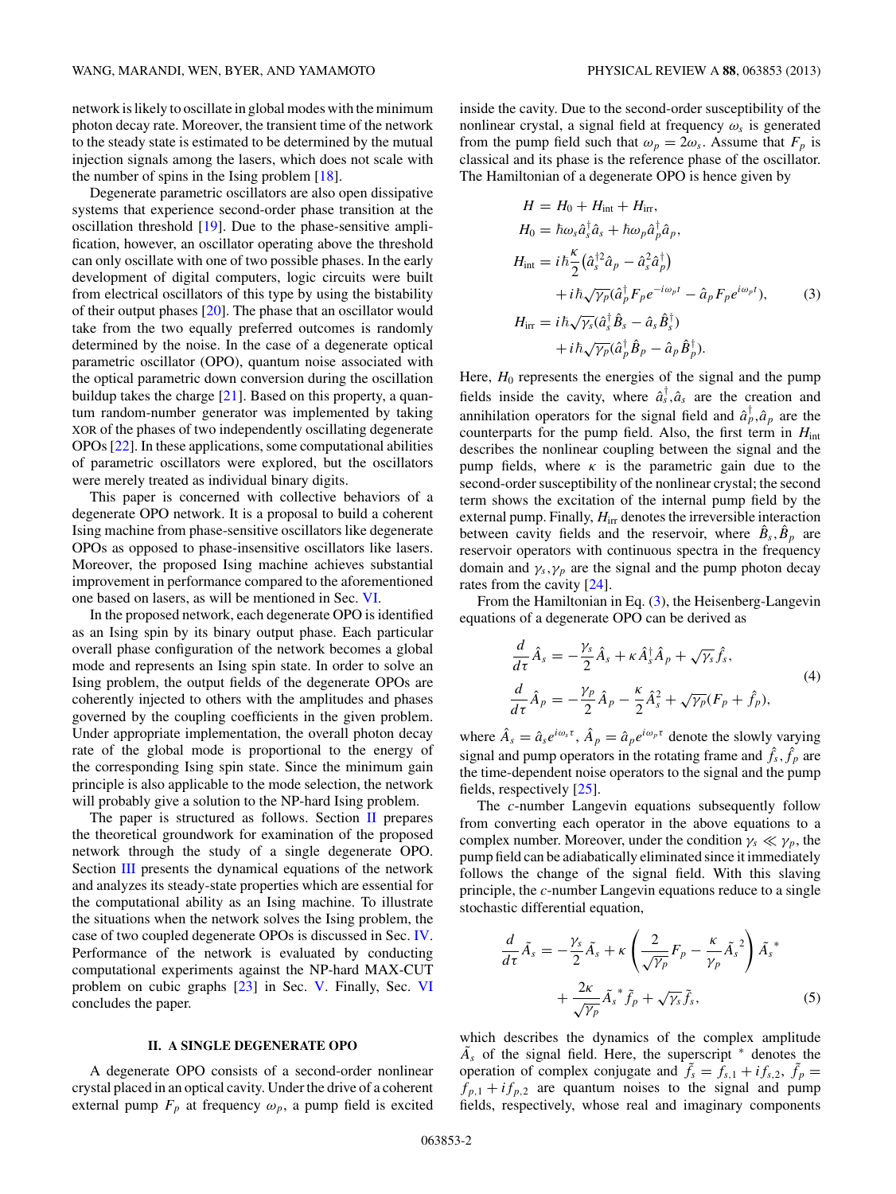network is likely to oscillate in global modes with the minimum photon decay rate. Moreover, the transient time of the network to the steady state is estimated to be determined by the mutual injection signals among the lasers, which does not scale with the number of spins in the Ising problem [18].

Degenerate parametric oscillators are also open dissipative systems that experience second-order phase transition at the oscillation threshold [19]. Due to the phase-sensitive amplification, however, an oscillator operating above the threshold can only oscillate with one of two possible phases. In the early development of digital computers, logic circuits were built from electrical oscillators of this type by using the bistability of their output phases [20]. The phase that an oscillator would take from the two equally preferred outcomes is randomly determined by the noise. In the case of a degenerate optical parametric oscillator (OPO), quantum noise associated with the optical parametric down conversion during the oscillation buildup takes the charge [21]. Based on this property, a quantum random-number generator was implemented by taking XOR of the phases of two independently oscillating degenerate OPOs [22]. In these applications, some computational abilities of parametric oscillators were explored, but the oscillators were merely treated as individual binary digits.

This paper is concerned with collective behaviors of a degenerate OPO network. It is a proposal to build a coherent Ising machine from phase-sensitive oscillators like degenerate OPOs as opposed to phase-insensitive oscillators like lasers. Moreover, the proposed Ising machine achieves substantial improvement in performance compared to the aforementioned one based on lasers, as will be mentioned in Sec. VI.

In the proposed network, each degenerate OPO is identified as an Ising spin by its binary output phase. Each particular overall phase configuration of the network becomes a global mode and represents an Ising spin state. In order to solve an Ising problem, the output fields of the degenerate OPOs are coherently injected to others with the amplitudes and phases governed by the coupling coefficients in the given problem. Under appropriate implementation, the overall photon decay rate of the global mode is proportional to the energy of the corresponding Ising spin state. Since the minimum gain principle is also applicable to the mode selection, the network will probably give a solution to the NP-hard Ising problem.

The paper is structured as follows. Section II prepares the theoretical groundwork for examination of the proposed network through the study of a single degenerate OPO. Section III presents the dynamical equations of the network and analyzes its steady-state properties which are essential for the computational ability as an Ising machine. To illustrate the situations when the network solves the Ising problem, the case of two coupled degenerate OPOs is discussed in Sec. IV. Performance of the network is evaluated by conducting computational experiments against the NP-hard MAX-CUT problem on cubic graphs [23] in Sec. V. Finally, Sec. VI concludes the paper.

## II. A SINGLE DEGENERATE OPO

A degenerate OPO consists of a second-order nonlinear crystal placed in an optical cavity. Under the drive of a coherent external pump $F_p$ at frequency $\omega_p$, a pump field is excited inside the cavity. Due to the second-order susceptibility of the nonlinear crystal, a signal field at frequency $\omega_s$ is generated from the pump field such that $\omega_p = 2\omega_s$. Assume that $F_p$ is classical and its phase is the reference phase of the oscillator. The Hamiltonian of a degenerate OPO is hence given by

$$
\begin{aligned}
H &= H_0 + H_{\text{int}} + H_{\text{irr}}, \\
H_0 &= \hbar\omega_s \hat{a}_s^\dagger \hat{a}_s + \hbar\omega_p \hat{a}_p^\dagger \hat{a}_p, \\
H_{\text{int}} &= i\hbar\frac{\kappa}{2}\left(\hat{a}_s^{\dagger 2}\hat{a}_p - \hat{a}_s^2\hat{a}_p^\dagger\right) \\
&\quad + i\hbar\sqrt{\gamma_p}(\hat{a}_p^\dagger F_p e^{-i\omega_p t} - \hat{a}_p F_p e^{i\omega_p t}), \\
H_{\text{irr}} &= i\hbar\sqrt{\gamma_s}(\hat{a}_s^\dagger \hat{B}_s - \hat{a}_s \hat{B}_s^\dagger) \\
&\quad + i\hbar\sqrt{\gamma_p}(\hat{a}_p^\dagger \hat{B}_p - \hat{a}_p \hat{B}_p^\dagger).
\end{aligned}
\tag{3}
$$

Here, $H_0$ represents the energies of the signal and the pump fields inside the cavity, where $\hat{a}_s^\dagger,\hat{a}_s$ are the creation and annihilation operators for the signal field and $\hat{a}_p^\dagger,\hat{a}_p$ are the counterparts for the pump field. Also, the first term in $H_{\text{int}}$ describes the nonlinear coupling between the signal and the pump fields, where $\kappa$ is the parametric gain due to the second-order susceptibility of the nonlinear crystal; the second term shows the excitation of the internal pump field by the external pump. Finally, $H_{\text{irr}}$ denotes the irreversible interaction between cavity fields and the reservoir, where $\hat{B}_s,\hat{B}_p$ are reservoir operators with continuous spectra in the frequency domain and $\gamma_s,\gamma_p$ are the signal and the pump photon decay rates from the cavity [24].

From the Hamiltonian in Eq. (3), the Heisenberg-Langevin equations of a degenerate OPO can be derived as

$$
\begin{aligned}
\frac{d}{d\tau}\hat{A}_s &= -\frac{\gamma_s}{2}\hat{A}_s + \kappa\hat{A}_s^\dagger\hat{A}_p + \sqrt{\gamma_s}\hat{f}_s, \\
\frac{d}{d\tau}\hat{A}_p &= -\frac{\gamma_p}{2}\hat{A}_p - \frac{\kappa}{2}\hat{A}_s^2 + \sqrt{\gamma_p}(F_p + \hat{f}_p),
\end{aligned}
\tag{4}
$$

where $\hat{A}_s = \hat{a}_s e^{i\omega_s\tau}$, $\hat{A}_p = \hat{a}_p e^{i\omega_p\tau}$ denote the slowly varying signal and pump operators in the rotating frame and $\hat{f}_s,\hat{f}_p$ are the time-dependent noise operators to the signal and the pump fields, respectively [25].

The $c$-number Langevin equations subsequently follow from converting each operator in the above equations to a complex number. Moreover, under the condition $\gamma_s \ll \gamma_p$, the pump field can be adiabatically eliminated since it immediately follows the change of the signal field. With this slaving principle, the $c$-number Langevin equations reduce to a single stochastic differential equation,

$$
\begin{aligned}
\frac{d}{d\tau}\tilde{A}_s &= -\frac{\gamma_s}{2}\tilde{A}_s + \kappa\left(\frac{2}{\sqrt{\gamma_p}}F_p - \frac{\kappa}{\gamma_p}\tilde{A}_s{}^2\right)\tilde{A}_s{}^* \\
&\quad + \frac{2\kappa}{\sqrt{\gamma_p}}\tilde{A}_s{}^*\tilde{f}_p + \sqrt{\gamma_s}\tilde{f}_s,
\end{aligned}
\tag{5}
$$

which describes the dynamics of the complex amplitude $\tilde{A}_s$ of the signal field. Here, the superscript $^*$ denotes the operation of complex conjugate and $\tilde{f}_s = f_{s,1} + if_{s,2}$, $\tilde{f}_p = f_{p,1} + if_{p,2}$ are quantum noises to the signal and pump fields, respectively, whose real and imaginary components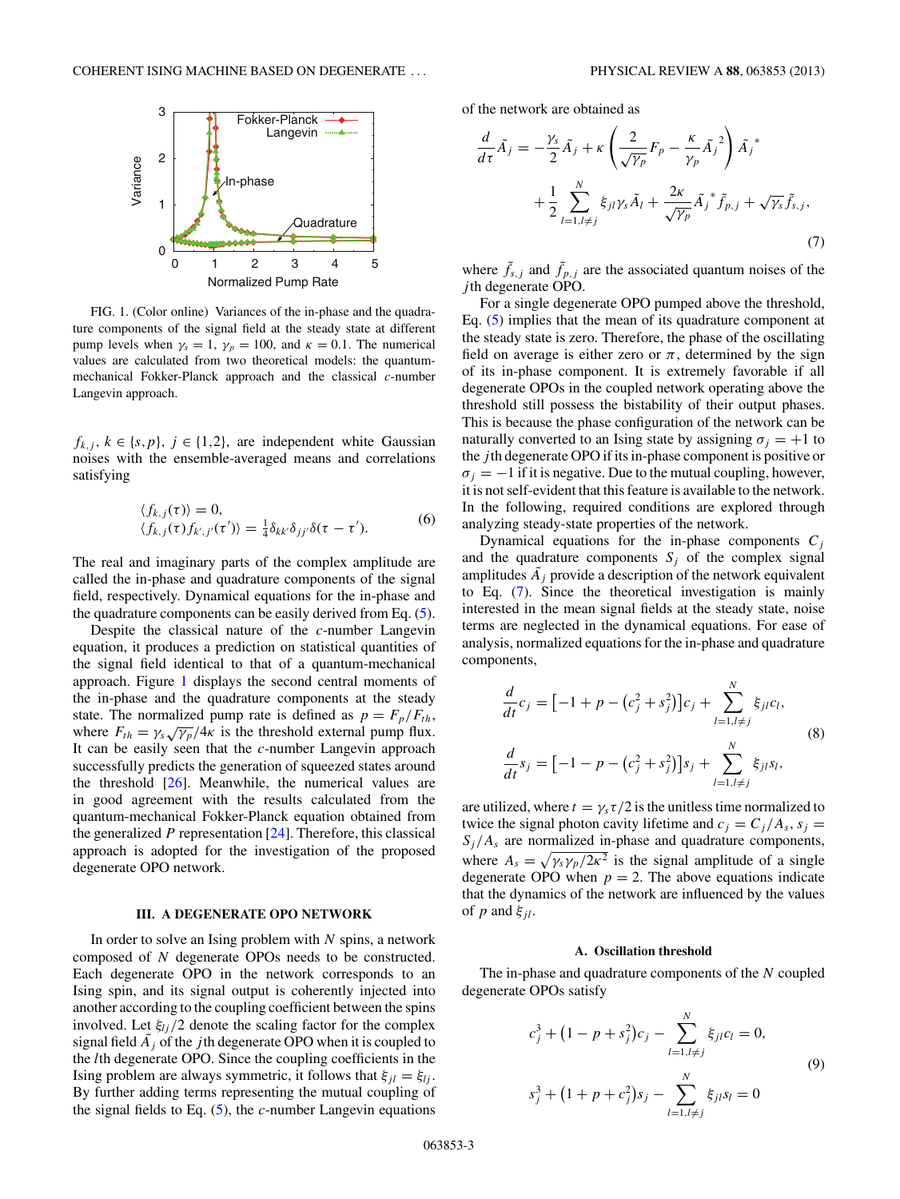FIG. 1. (Color online) Variances of the in-phase and the quadrature components of the signal field at the steady state at different pump levels when $\gamma_s = 1$, $\gamma_p = 100$, and $\kappa = 0.1$. The numerical values are calculated from two theoretical models: the quantum-mechanical Fokker-Planck approach and the classical $c$-number Langevin approach.

$f_{k,j}$, $k \in \{s,p\}$, $j \in \{1,2\}$, are independent white Gaussian noises with the ensemble-averaged means and correlations satisfying

$$\begin{aligned} &\langle f_{k,j}(\tau)\rangle = 0, \\ &\langle f_{k,j}(\tau) f_{k',j'}(\tau')\rangle = \tfrac{1}{4}\delta_{kk'}\delta_{jj'}\delta(\tau - \tau'). \end{aligned} \tag{6}$$

The real and imaginary parts of the complex amplitude are called the in-phase and quadrature components of the signal field, respectively. Dynamical equations for the in-phase and the quadrature components can be easily derived from Eq. (5).

Despite the classical nature of the $c$-number Langevin equation, it produces a prediction on statistical quantities of the signal field identical to that of a quantum-mechanical approach. Figure 1 displays the second central moments of the in-phase and the quadrature components at the steady state. The normalized pump rate is defined as $p = F_p/F_{th}$, where $F_{th} = \gamma_s\sqrt{\gamma_p}/4\kappa$ is the threshold external pump flux. It can be easily seen that the $c$-number Langevin approach successfully predicts the generation of squeezed states around the threshold [26]. Meanwhile, the numerical values are in good agreement with the results calculated from the quantum-mechanical Fokker-Planck equation obtained from the generalized $P$ representation [24]. Therefore, this classical approach is adopted for the investigation of the proposed degenerate OPO network.

## III. A DEGENERATE OPO NETWORK

In order to solve an Ising problem with $N$ spins, a network composed of $N$ degenerate OPOs needs to be constructed. Each degenerate OPO in the network corresponds to an Ising spin, and its signal output is coherently injected into another according to the coupling coefficient between the spins involved. Let $\xi_{lj}/2$ denote the scaling factor for the complex signal field $\tilde{A}_j$ of the $j$th degenerate OPO when it is coupled to the $l$th degenerate OPO. Since the coupling coefficients in the Ising problem are always symmetric, it follows that $\xi_{jl} = \xi_{lj}$. By further adding terms representing the mutual coupling of the signal fields to Eq. (5), the $c$-number Langevin equations of the network are obtained as

$$\frac{d}{d\tau}\tilde{A}_j = -\frac{\gamma_s}{2}\tilde{A}_j + \kappa\left(\frac{2}{\sqrt{\gamma_p}}F_p - \frac{\kappa}{\gamma_p}\tilde{A}_j^{\,2}\right)\tilde{A}_j^{\,*} + \frac{1}{2}\sum_{l=1,l\neq j}^{N}\xi_{jl}\gamma_s\tilde{A}_l + \frac{2\kappa}{\sqrt{\gamma_p}}\tilde{A}_j^{\,*}\tilde{f}_{p,j} + \sqrt{\gamma_s}\tilde{f}_{s,j}, \tag{7}$$

where $\tilde{f}_{s,j}$ and $\tilde{f}_{p,j}$ are the associated quantum noises of the $j$th degenerate OPO.

For a single degenerate OPO pumped above the threshold, Eq. (5) implies that the mean of its quadrature component at the steady state is zero. Therefore, the phase of the oscillating field on average is either zero or $\pi$, determined by the sign of its in-phase component. It is extremely favorable if all degenerate OPOs in the coupled network operating above the threshold still possess the bistability of their output phases. This is because the phase configuration of the network can be naturally converted to an Ising state by assigning $\sigma_j = +1$ to the $j$th degenerate OPO if its in-phase component is positive or $\sigma_j = -1$ if it is negative. Due to the mutual coupling, however, it is not self-evident that this feature is available to the network. In the following, required conditions are explored through analyzing steady-state properties of the network.

Dynamical equations for the in-phase components $C_j$ and the quadrature components $S_j$ of the complex signal amplitudes $\tilde{A}_j$ provide a description of the network equivalent to Eq. (7). Since the theoretical investigation is mainly interested in the mean signal fields at the steady state, noise terms are neglected in the dynamical equations. For ease of analysis, normalized equations for the in-phase and quadrature components,

$$\begin{aligned} \frac{d}{dt}c_j &= \left[-1 + p - \left(c_j^2 + s_j^2\right)\right]c_j + \sum_{l=1,l\neq j}^{N}\xi_{jl}c_l, \\ \frac{d}{dt}s_j &= \left[-1 - p - \left(c_j^2 + s_j^2\right)\right]s_j + \sum_{l=1,l\neq j}^{N}\xi_{jl}s_l, \end{aligned} \tag{8}$$

are utilized, where $t = \gamma_s\tau/2$ is the unitless time normalized to twice the signal photon cavity lifetime and $c_j = C_j/A_s$, $s_j = S_j/A_s$ are normalized in-phase and quadrature components, where $A_s = \sqrt{\gamma_s\gamma_p/2\kappa^2}$ is the signal amplitude of a single degenerate OPO when $p = 2$. The above equations indicate that the dynamics of the network are influenced by the values of $p$ and $\xi_{jl}$.

### A. Oscillation threshold

The in-phase and quadrature components of the $N$ coupled degenerate OPOs satisfy

$$\begin{aligned} &c_j^3 + \left(1 - p + s_j^2\right)c_j - \sum_{l=1,l\neq j}^{N}\xi_{jl}c_l = 0, \\ &s_j^3 + \left(1 + p + c_j^2\right)s_j - \sum_{l=1,l\neq j}^{N}\xi_{jl}s_l = 0 \end{aligned} \tag{9}$$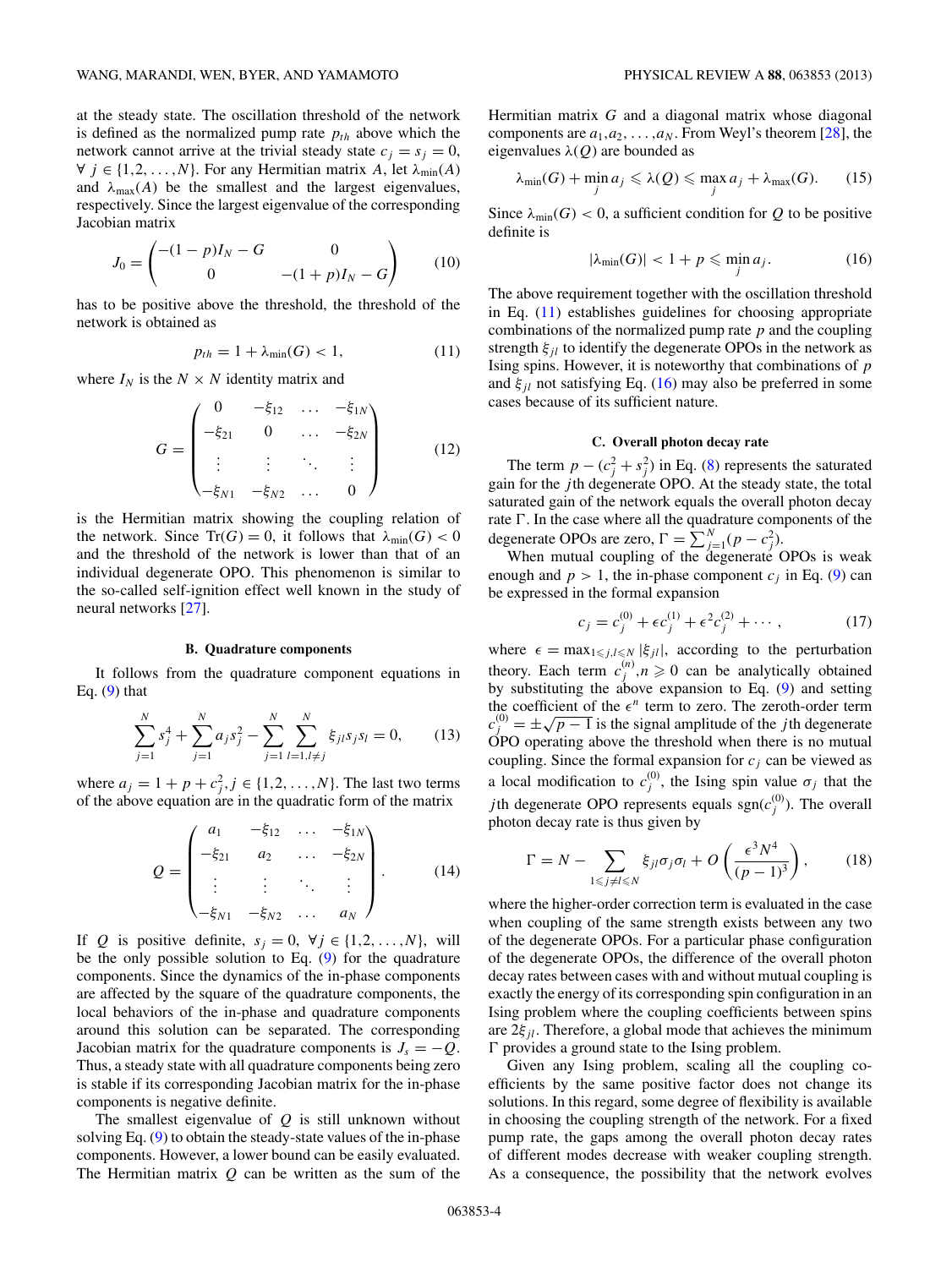at the steady state. The oscillation threshold of the network is defined as the normalized pump rate $p_{th}$ above which the network cannot arrive at the trivial steady state $c_j = s_j = 0$, $\forall\ j \in \{1,2,\ldots,N\}$. For any Hermitian matrix $A$, let $\lambda_{\min}(A)$ and $\lambda_{\max}(A)$ be the smallest and the largest eigenvalues, respectively. Since the largest eigenvalue of the corresponding Jacobian matrix

$$J_0 = \begin{pmatrix} -(1-p)I_N - G & 0 \\ 0 & -(1+p)I_N - G \end{pmatrix} \tag{10}$$

has to be positive above the threshold, the threshold of the network is obtained as

$$p_{th} = 1 + \lambda_{\min}(G) < 1, \tag{11}$$

where $I_N$ is the $N \times N$ identity matrix and

$$G = \begin{pmatrix} 0 & -\xi_{12} & \ldots & -\xi_{1N} \\ -\xi_{21} & 0 & \ldots & -\xi_{2N} \\ \vdots & \vdots & \ddots & \vdots \\ -\xi_{N1} & -\xi_{N2} & \ldots & 0 \end{pmatrix} \tag{12}$$

is the Hermitian matrix showing the coupling relation of the network. Since $\mathrm{Tr}(G) = 0$, it follows that $\lambda_{\min}(G) < 0$ and the threshold of the network is lower than that of an individual degenerate OPO. This phenomenon is similar to the so-called self-ignition effect well known in the study of neural networks [27].

### B. Quadrature components

It follows from the quadrature component equations in Eq. (9) that

$$\sum_{j=1}^{N} s_j^4 + \sum_{j=1}^{N} a_j s_j^2 - \sum_{j=1}^{N} \sum_{l=1, l\neq j}^{N} \xi_{jl} s_j s_l = 0, \tag{13}$$

where $a_j = 1 + p + c_j^2, j \in \{1,2,\ldots,N\}$. The last two terms of the above equation are in the quadratic form of the matrix

$$Q = \begin{pmatrix} a_1 & -\xi_{12} & \ldots & -\xi_{1N} \\ -\xi_{21} & a_2 & \ldots & -\xi_{2N} \\ \vdots & \vdots & \ddots & \vdots \\ -\xi_{N1} & -\xi_{N2} & \ldots & a_N \end{pmatrix}. \tag{14}$$

If $Q$ is positive definite, $s_j = 0$, $\forall\ j \in \{1,2,\ldots,N\}$, will be the only possible solution to Eq. (9) for the quadrature components. Since the dynamics of the in-phase components are affected by the square of the quadrature components, the local behaviors of the in-phase and quadrature components around this solution can be separated. The corresponding Jacobian matrix for the quadrature components is $J_s = -Q$. Thus, a steady state with all quadrature components being zero is stable if its corresponding Jacobian matrix for the in-phase components is negative definite.

The smallest eigenvalue of $Q$ is still unknown without solving Eq. (9) to obtain the steady-state values of the in-phase components. However, a lower bound can be easily evaluated. The Hermitian matrix $Q$ can be written as the sum of the Hermitian matrix $G$ and a diagonal matrix whose diagonal components are $a_1, a_2, \ldots, a_N$. From Weyl's theorem [28], the eigenvalues $\lambda(Q)$ are bounded as

$$\lambda_{\min}(G) + \min_j a_j \leqslant \lambda(Q) \leqslant \max_j a_j + \lambda_{\max}(G). \tag{15}$$

Since $\lambda_{\min}(G) < 0$, a sufficient condition for $Q$ to be positive definite is

$$|\lambda_{\min}(G)| < 1 + p \leqslant \min_j a_j. \tag{16}$$

The above requirement together with the oscillation threshold in Eq. (11) establishes guidelines for choosing appropriate combinations of the normalized pump rate $p$ and the coupling strength $\xi_{jl}$ to identify the degenerate OPOs in the network as Ising spins. However, it is noteworthy that combinations of $p$ and $\xi_{jl}$ not satisfying Eq. (16) may also be preferred in some cases because of its sufficient nature.

### C. Overall photon decay rate

The term $p - (c_j^2 + s_j^2)$ in Eq. (8) represents the saturated gain for the $j$th degenerate OPO. At the steady state, the total saturated gain of the network equals the overall photon decay rate $\Gamma$. In the case where all the quadrature components of the degenerate OPOs are zero, $\Gamma = \sum_{j=1}^{N}(p - c_j^2)$.

When mutual coupling of the degenerate OPOs is weak enough and $p > 1$, the in-phase component $c_j$ in Eq. (9) can be expressed in the formal expansion

$$c_j = c_j^{(0)} + \epsilon c_j^{(1)} + \epsilon^2 c_j^{(2)} + \cdots, \tag{17}$$

where $\epsilon = \max_{1\leqslant j,l \leqslant N} |\xi_{jl}|$, according to the perturbation theory. Each term $c_j^{(n)}, n \geqslant 0$ can be analytically obtained by substituting the above expansion to Eq. (9) and setting the coefficient of the $\epsilon^n$ term to zero. The zeroth-order term $c_j^{(0)} = \pm\sqrt{p-1}$ is the signal amplitude of the $j$th degenerate OPO operating above the threshold when there is no mutual coupling. Since the formal expansion for $c_j$ can be viewed as a local modification to $c_j^{(0)}$, the Ising spin value $\sigma_j$ that the $j$th degenerate OPO represents equals $\mathrm{sgn}(c_j^{(0)})$. The overall photon decay rate is thus given by

$$\Gamma = N - \sum_{1\leqslant j \neq l \leqslant N} \xi_{jl}\sigma_j\sigma_l + O\left(\frac{\epsilon^3 N^4}{(p-1)^3}\right), \tag{18}$$

where the higher-order correction term is evaluated in the case when coupling of the same strength exists between any two of the degenerate OPOs. For a particular phase configuration of the degenerate OPOs, the difference of the overall photon decay rates between cases with and without mutual coupling is exactly the energy of its corresponding spin configuration in an Ising problem where the coupling coefficients between spins are $2\xi_{jl}$. Therefore, a global mode that achieves the minimum $\Gamma$ provides a ground state to the Ising problem.

Given any Ising problem, scaling all the coupling coefficients by the same positive factor does not change its solutions. In this regard, some degree of flexibility is available in choosing the coupling strength of the network. For a fixed pump rate, the gaps among the overall photon decay rates of different modes decrease with weaker coupling strength. As a consequence, the possibility that the network evolves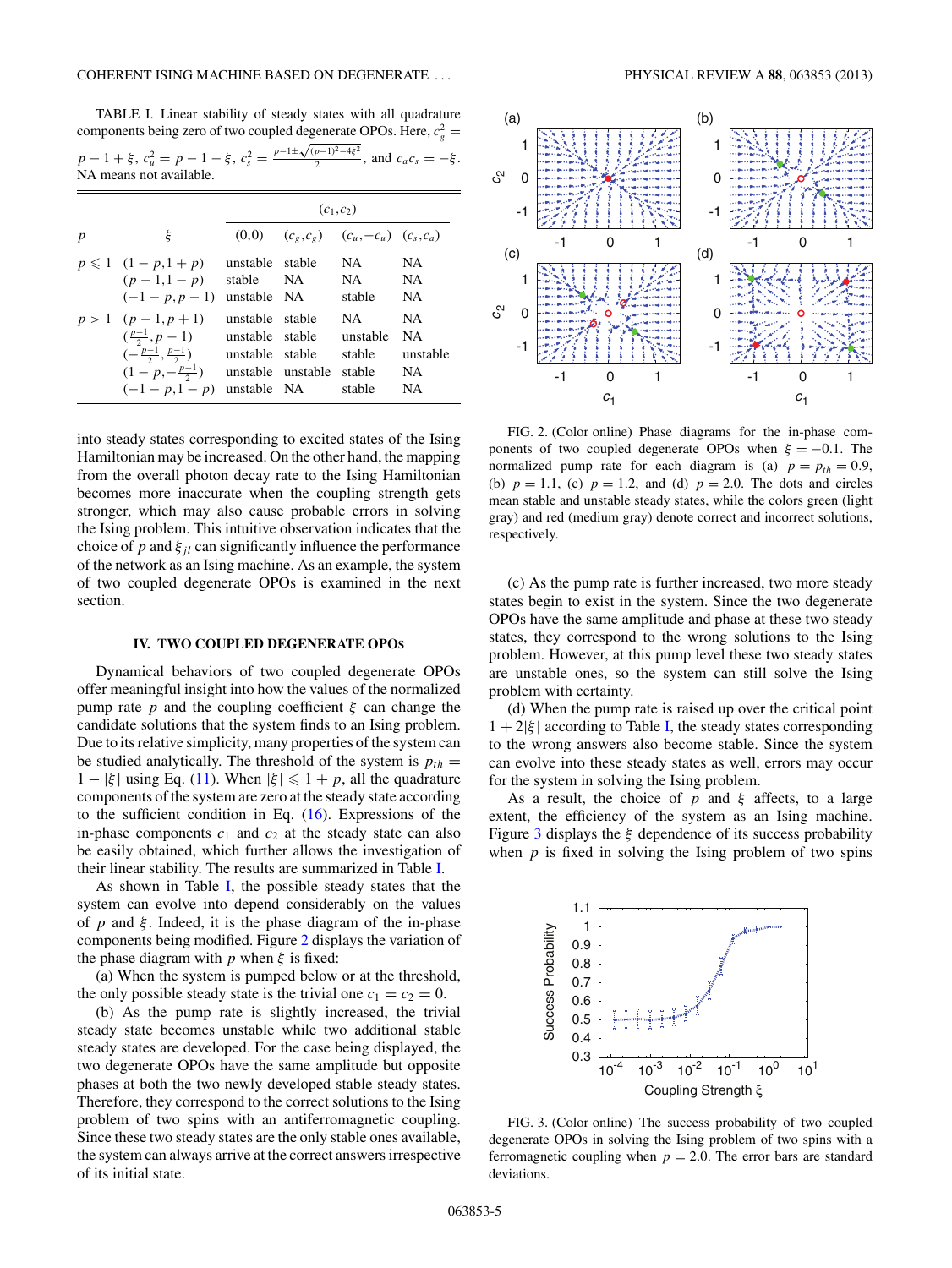TABLE I. Linear stability of steady states with all quadrature components being zero of two coupled degenerate OPOs. Here, $c_g^2 = p - 1 + \xi$, $c_u^2 = p - 1 - \xi$, $c_s^2 = \frac{p-1 \pm \sqrt{(p-1)^2 - 4\xi^2}}{2}$, and $c_a c_s = -\xi$. NA means not available.

| $p$ | $\xi$ | $(c_1,c_2)$ | | | |
|---|---|---|---|---|---|
| | | $(0,0)$ | $(c_g,c_g)$ | $(c_u,-c_u)$ | $(c_s,c_a)$ |
| $p \leqslant 1$ | $(1-p, 1+p)$ | unstable | stable | NA | NA |
| | $(p-1, 1-p)$ | stable | NA | NA | NA |
| | $(-1-p, p-1)$ | unstable | NA | stable | NA |
| $p > 1$ | $(p-1, p+1)$ | unstable | stable | NA | NA |
| | $(\frac{p-1}{2}, p-1)$ | unstable | stable | unstable | NA |
| | $(-\frac{p-1}{2}, \frac{p-1}{2})$ | unstable | stable | stable | unstable |
| | $(1-p, -\frac{p-1}{2})$ | unstable | unstable | stable | NA |
| | $(-1-p, 1-p)$ | unstable | NA | stable | NA |

into steady states corresponding to excited states of the Ising Hamiltonian may be increased. On the other hand, the mapping from the overall photon decay rate to the Ising Hamiltonian becomes more inaccurate when the coupling strength gets stronger, which may also cause probable errors in solving the Ising problem. This intuitive observation indicates that the choice of $p$ and $\xi_{jl}$ can significantly influence the performance of the network as an Ising machine. As an example, the system of two coupled degenerate OPOs is examined in the next section.

## IV. TWO COUPLED DEGENERATE OPOs

Dynamical behaviors of two coupled degenerate OPOs offer meaningful insight into how the values of the normalized pump rate $p$ and the coupling coefficient $\xi$ can change the candidate solutions that the system finds to an Ising problem. Due to its relative simplicity, many properties of the system can be studied analytically. The threshold of the system is $p_{th} = 1 - |\xi|$ using Eq. (11). When $|\xi| \leqslant 1 + p$, all the quadrature components of the system are zero at the steady state according to the sufficient condition in Eq. (16). Expressions of the in-phase components $c_1$ and $c_2$ at the steady state can also be easily obtained, which further allows the investigation of their linear stability. The results are summarized in Table I.

As shown in Table I, the possible steady states that the system can evolve into depend considerably on the values of $p$ and $\xi$. Indeed, it is the phase diagram of the in-phase components being modified. Figure 2 displays the variation of the phase diagram with $p$ when $\xi$ is fixed:

(a) When the system is pumped below or at the threshold, the only possible steady state is the trivial one $c_1 = c_2 = 0$.

(b) As the pump rate is slightly increased, the trivial steady state becomes unstable while two additional stable steady states are developed. For the case being displayed, the two degenerate OPOs have the same amplitude but opposite phases at both the two newly developed stable steady states. Therefore, they correspond to the correct solutions to the Ising problem of two spins with an antiferromagnetic coupling. Since these two steady states are the only stable ones available, the system can always arrive at the correct answers irrespective of its initial state.

FIG. 2. (Color online) Phase diagrams for the in-phase components of two coupled degenerate OPOs when $\xi = -0.1$. The normalized pump rate for each diagram is (a) $p = p_{th} = 0.9$, (b) $p = 1.1$, (c) $p = 1.2$, and (d) $p = 2.0$. The dots and circles mean stable and unstable steady states, while the colors green (light gray) and red (medium gray) denote correct and incorrect solutions, respectively.

(c) As the pump rate is further increased, two more steady states begin to exist in the system. Since the two degenerate OPOs have the same amplitude and phase at these two steady states, they correspond to the wrong solutions to the Ising problem. However, at this pump level these two steady states are unstable ones, so the system can still solve the Ising problem with certainty.

(d) When the pump rate is raised up over the critical point $1 + 2|\xi|$ according to Table I, the steady states corresponding to the wrong answers also become stable. Since the system can evolve into these steady states as well, errors may occur for the system in solving the Ising problem.

As a result, the choice of $p$ and $\xi$ affects, to a large extent, the efficiency of the system as an Ising machine. Figure 3 displays the $\xi$ dependence of its success probability when $p$ is fixed in solving the Ising problem of two spins

FIG. 3. (Color online) The success probability of two coupled degenerate OPOs in solving the Ising problem of two spins with a ferromagnetic coupling when $p = 2.0$. The error bars are standard deviations.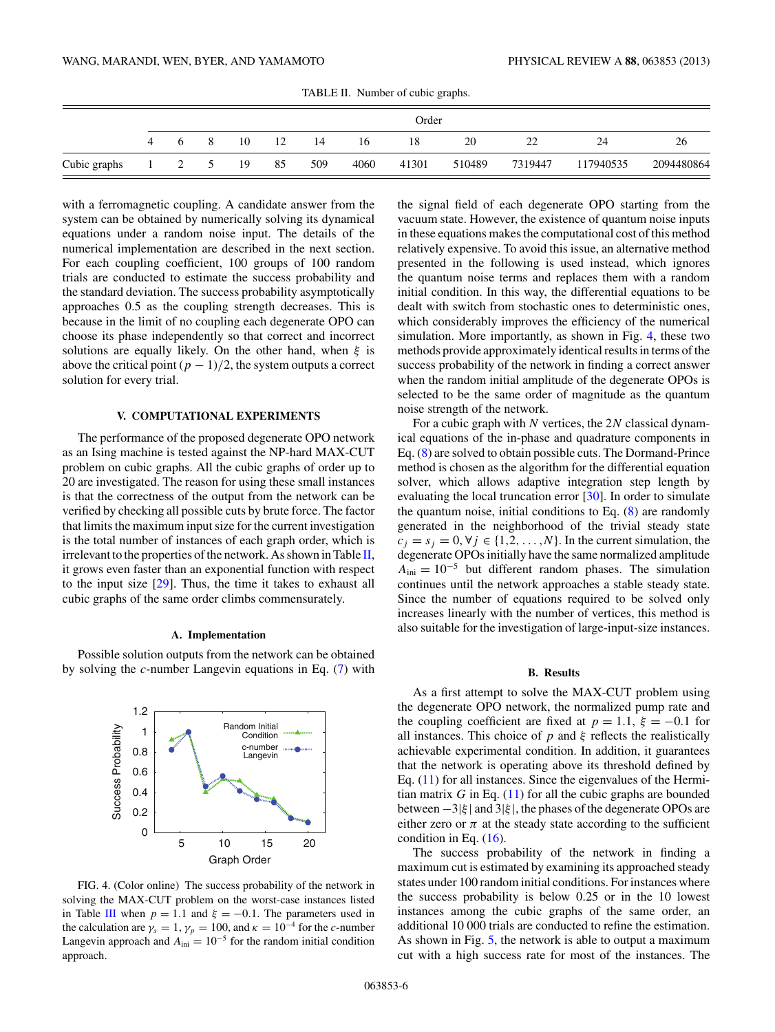TABLE II. Number of cubic graphs.

| | Order | | | | | | | | | | | |
|---|---|---|---|---|---|---|---|---|---|---|---|---|
| | 4 | 6 | 8 | 10 | 12 | 14 | 16 | 18 | 20 | 22 | 24 | 26 |
| Cubic graphs | 1 | 2 | 5 | 19 | 85 | 509 | 4060 | 41301 | 510489 | 7319447 | 117940535 | 2094480864 |

with a ferromagnetic coupling. A candidate answer from the system can be obtained by numerically solving its dynamical equations under a random noise input. The details of the numerical implementation are described in the next section. For each coupling coefficient, 100 groups of 100 random trials are conducted to estimate the success probability and the standard deviation. The success probability asymptotically approaches 0.5 as the coupling strength decreases. This is because in the limit of no coupling each degenerate OPO can choose its phase independently so that correct and incorrect solutions are equally likely. On the other hand, when $\xi$ is above the critical point $(p-1)/2$, the system outputs a correct solution for every trial.

## V. COMPUTATIONAL EXPERIMENTS

The performance of the proposed degenerate OPO network as an Ising machine is tested against the NP-hard MAX-CUT problem on cubic graphs. All the cubic graphs of order up to 20 are investigated. The reason for using these small instances is that the correctness of the output from the network can be verified by checking all possible cuts by brute force. The factor that limits the maximum input size for the current investigation is the total number of instances of each graph order, which is irrelevant to the properties of the network. As shown in Table II, it grows even faster than an exponential function with respect to the input size [29]. Thus, the time it takes to exhaust all cubic graphs of the same order climbs commensurately.

### A. Implementation

Possible solution outputs from the network can be obtained by solving the $c$-number Langevin equations in Eq. (7) with the signal field of each degenerate OPO starting from the vacuum state. However, the existence of quantum noise inputs in these equations makes the computational cost of this method relatively expensive. To avoid this issue, an alternative method presented in the following is used instead, which ignores the quantum noise terms and replaces them with a random initial condition. In this way, the differential equations to be dealt with switch from stochastic ones to deterministic ones, which considerably improves the efficiency of the numerical simulation. More importantly, as shown in Fig. 4, these two methods provide approximately identical results in terms of the success probability of the network in finding a correct answer when the random initial amplitude of the degenerate OPOs is selected to be the same order of magnitude as the quantum noise strength of the network.

For a cubic graph with $N$ vertices, the $2N$ classical dynamical equations of the in-phase and quadrature components in Eq. (8) are solved to obtain possible cuts. The Dormand-Prince method is chosen as the algorithm for the differential equation solver, which allows adaptive integration step length by evaluating the local truncation error [30]. In order to simulate the quantum noise, initial conditions to Eq. (8) are randomly generated in the neighborhood of the trivial steady state $c_j = s_j = 0, \forall j \in \{1,2,\ldots,N\}$. In the current simulation, the degenerate OPOs initially have the same normalized amplitude $A_{\text{ini}} = 10^{-5}$ but different random phases. The simulation continues until the network approaches a stable steady state. Since the number of equations required to be solved only increases linearly with the number of vertices, this method is also suitable for the investigation of large-input-size instances.

Success Probability
Graph Order
Random Initial Condition
c-number Langevin
0 0.2 0.4 0.6 0.8 1 1.2
5 10 15 20

FIG. 4. (Color online) The success probability of the network in solving the MAX-CUT problem on the worst-case instances listed in Table III when $p = 1.1$ and $\xi = -0.1$. The parameters used in the calculation are $\gamma_s = 1$, $\gamma_p = 100$, and $\kappa = 10^{-4}$ for the $c$-number Langevin approach and $A_{\text{ini}} = 10^{-5}$ for the random initial condition approach.

### B. Results

As a first attempt to solve the MAX-CUT problem using the degenerate OPO network, the normalized pump rate and the coupling coefficient are fixed at $p = 1.1$, $\xi = -0.1$ for all instances. This choice of $p$ and $\xi$ reflects the realistically achievable experimental condition. In addition, it guarantees that the network is operating above its threshold defined by Eq. (11) for all instances. Since the eigenvalues of the Hermitian matrix $G$ in Eq. (11) for all the cubic graphs are bounded between $-3|\xi|$ and $3|\xi|$, the phases of the degenerate OPOs are either zero or $\pi$ at the steady state according to the sufficient condition in Eq. (16).

The success probability of the network in finding a maximum cut is estimated by examining its approached steady states under 100 random initial conditions. For instances where the success probability is below 0.25 or in the 10 lowest instances among the cubic graphs of the same order, an additional 10 000 trials are conducted to refine the estimation. As shown in Fig. 5, the network is able to output a maximum cut with a high success rate for most of the instances. The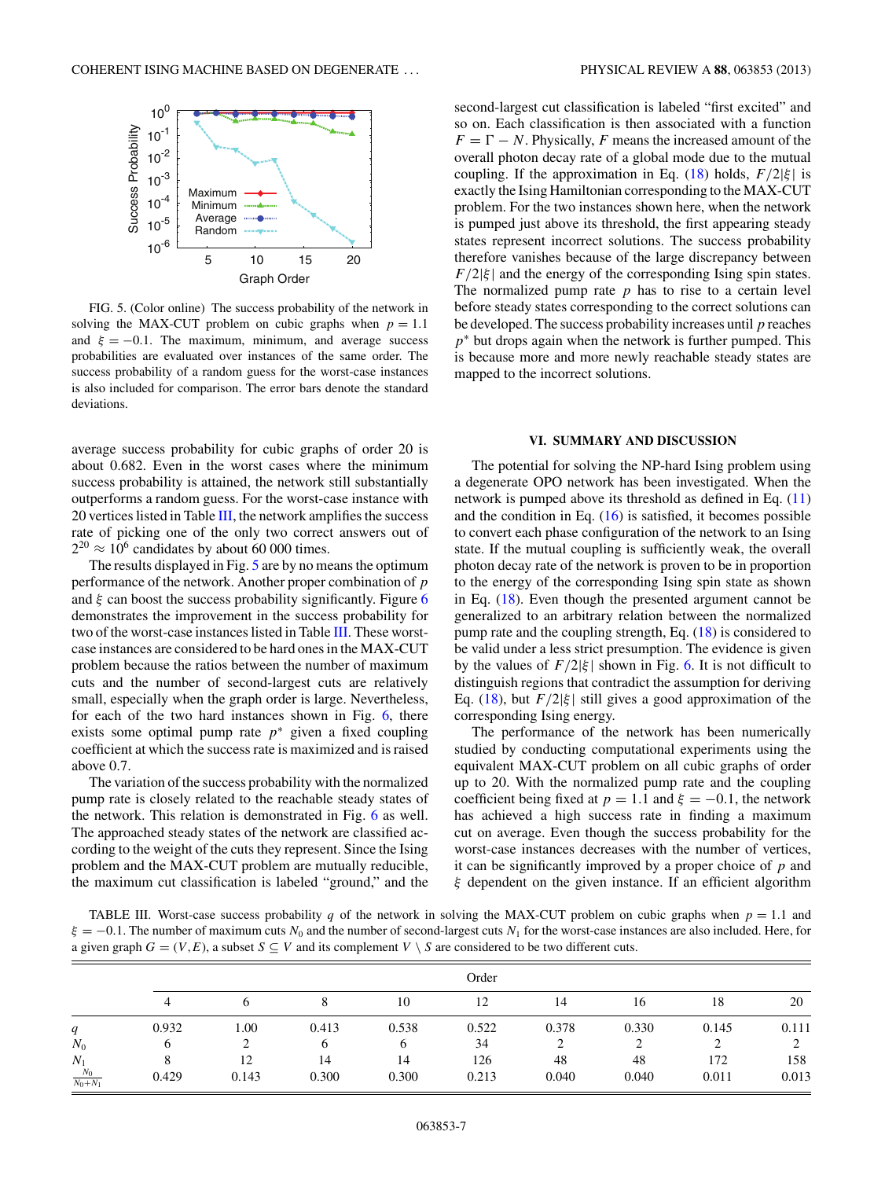FIG. 5. (Color online) The success probability of the network in solving the MAX-CUT problem on cubic graphs when $p = 1.1$ and $\xi = -0.1$. The maximum, minimum, and average success probabilities are evaluated over instances of the same order. The success probability of a random guess for the worst-case instances is also included for comparison. The error bars denote the standard deviations.

average success probability for cubic graphs of order 20 is about 0.682. Even in the worst cases where the minimum success probability is attained, the network still substantially outperforms a random guess. For the worst-case instance with 20 vertices listed in Table III, the network amplifies the success rate of picking one of the only two correct answers out of $2^{20} \approx 10^6$ candidates by about 60 000 times.

The results displayed in Fig. 5 are by no means the optimum performance of the network. Another proper combination of $p$ and $\xi$ can boost the success probability significantly. Figure 6 demonstrates the improvement in the success probability for two of the worst-case instances listed in Table III. These worst-case instances are considered to be hard ones in the MAX-CUT problem because the ratios between the number of maximum cuts and the number of second-largest cuts are relatively small, especially when the graph order is large. Nevertheless, for each of the two hard instances shown in Fig. 6, there exists some optimal pump rate $p^*$ given a fixed coupling coefficient at which the success rate is maximized and is raised above 0.7.

The variation of the success probability with the normalized pump rate is closely related to the reachable steady states of the network. This relation is demonstrated in Fig. 6 as well. The approached steady states of the network are classified according to the weight of the cuts they represent. Since the Ising problem and the MAX-CUT problem are mutually reducible, the maximum cut classification is labeled "ground," and the second-largest cut classification is labeled "first excited" and so on. Each classification is then associated with a function $F = \Gamma - N$. Physically, $F$ means the increased amount of the overall photon decay rate of a global mode due to the mutual coupling. If the approximation in Eq. (18) holds, $F/2|\xi|$ is exactly the Ising Hamiltonian corresponding to the MAX-CUT problem. For the two instances shown here, when the network is pumped just above its threshold, the first appearing steady states represent incorrect solutions. The success probability therefore vanishes because of the large discrepancy between $F/2|\xi|$ and the energy of the corresponding Ising spin states. The normalized pump rate $p$ has to rise to a certain level before steady states corresponding to the correct solutions can be developed. The success probability increases until $p$ reaches $p^*$ but drops again when the network is further pumped. This is because more and more newly reachable steady states are mapped to the incorrect solutions.

## VI. SUMMARY AND DISCUSSION

The potential for solving the NP-hard Ising problem using a degenerate OPO network has been investigated. When the network is pumped above its threshold as defined in Eq. (11) and the condition in Eq. (16) is satisfied, it becomes possible to convert each phase configuration of the network to an Ising state. If the mutual coupling is sufficiently weak, the overall photon decay rate of the network is proven to be in proportion to the energy of the corresponding Ising spin state as shown in Eq. (18). Even though the presented argument cannot be generalized to an arbitrary relation between the normalized pump rate and the coupling strength, Eq. (18) is considered to be valid under a less strict presumption. The evidence is given by the values of $F/2|\xi|$ shown in Fig. 6. It is not difficult to distinguish regions that contradict the assumption for deriving Eq. (18), but $F/2|\xi|$ still gives a good approximation of the corresponding Ising energy.

The performance of the network has been numerically studied by conducting computational experiments using the equivalent MAX-CUT problem on all cubic graphs of order up to 20. With the normalized pump rate and the coupling coefficient being fixed at $p = 1.1$ and $\xi = -0.1$, the network has achieved a high success rate in finding a maximum cut on average. Even though the success probability for the worst-case instances decreases with the number of vertices, it can be significantly improved by a proper choice of $p$ and $\xi$ dependent on the given instance. If an efficient algorithm

TABLE III. Worst-case success probability $q$ of the network in solving the MAX-CUT problem on cubic graphs when $p = 1.1$ and $\xi = -0.1$. The number of maximum cuts $N_0$ and the number of second-largest cuts $N_1$ for the worst-case instances are also included. Here, for a given graph $G = (V, E)$, a subset $S \subseteq V$ and its complement $V \setminus S$ are considered to be two different cuts.

| | Order | | | | | | | | |
|---|---|---|---|---|---|---|---|---|---|
| | 4 | 6 | 8 | 10 | 12 | 14 | 16 | 18 | 20 |
| $q$ | 0.932 | 1.00 | 0.413 | 0.538 | 0.522 | 0.378 | 0.330 | 0.145 | 0.111 |
| $N_0$ | 6 | 2 | 6 | 6 | 34 | 2 | 2 | 2 | 2 |
| $N_1$ | 8 | 12 | 14 | 14 | 126 | 48 | 48 | 172 | 158 |
| $\frac{N_0}{N_0+N_1}$ | 0.429 | 0.143 | 0.300 | 0.300 | 0.213 | 0.040 | 0.040 | 0.011 | 0.013 |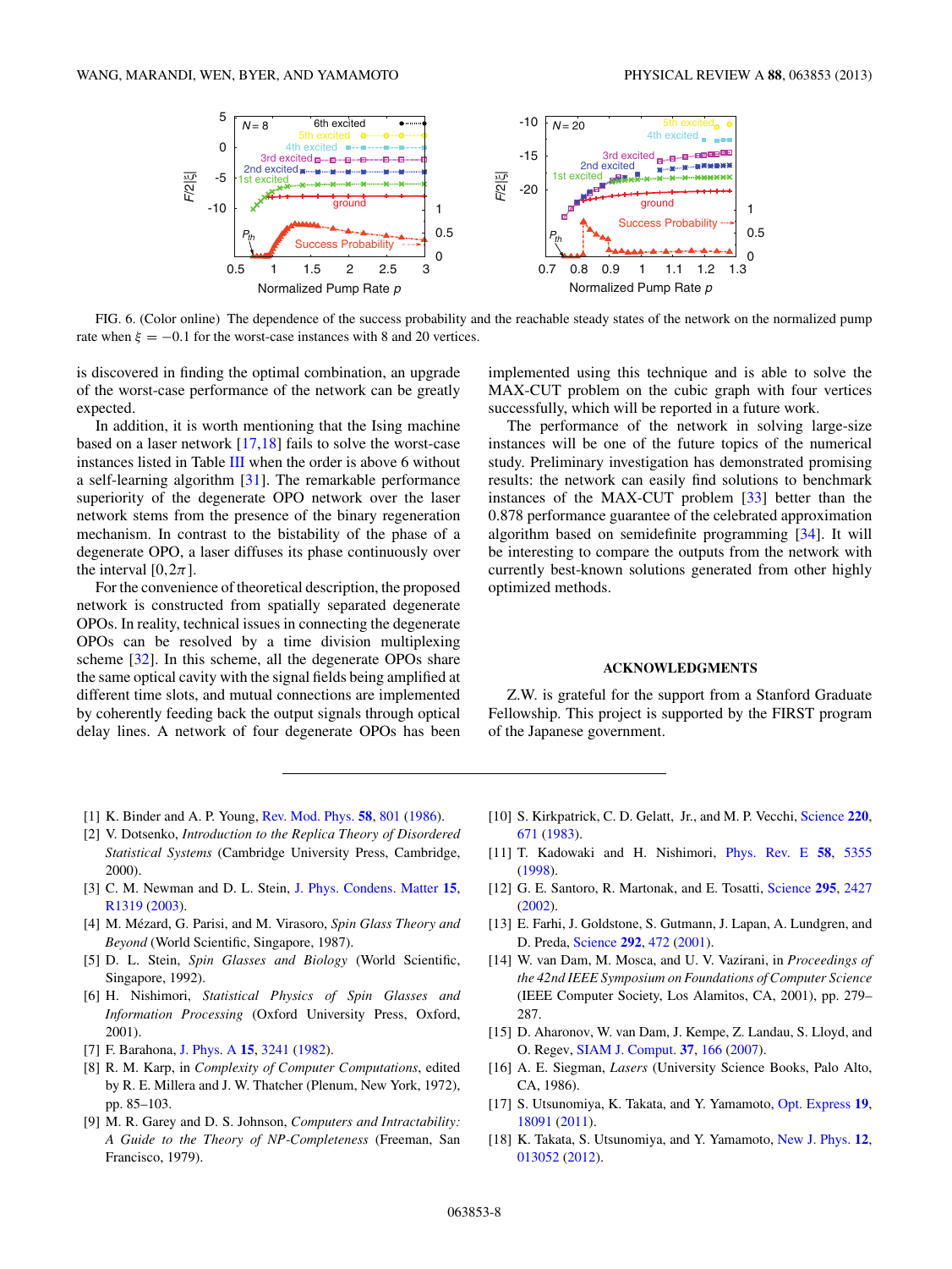FIG. 6. (Color online) The dependence of the success probability and the reachable steady states of the network on the normalized pump rate when $\xi = -0.1$ for the worst-case instances with 8 and 20 vertices.

is discovered in finding the optimal combination, an upgrade of the worst-case performance of the network can be greatly expected.

In addition, it is worth mentioning that the Ising machine based on a laser network [17,18] fails to solve the worst-case instances listed in Table III when the order is above 6 without a self-learning algorithm [31]. The remarkable performance superiority of the degenerate OPO network over the laser network stems from the presence of the binary regeneration mechanism. In contrast to the bistability of the phase of a degenerate OPO, a laser diffuses its phase continuously over the interval $[0,2\pi]$.

For the convenience of theoretical description, the proposed network is constructed from spatially separated degenerate OPOs. In reality, technical issues in connecting the degenerate OPOs can be resolved by a time division multiplexing scheme [32]. In this scheme, all the degenerate OPOs share the same optical cavity with the signal fields being amplified at different time slots, and mutual connections are implemented by coherently feeding back the output signals through optical delay lines. A network of four degenerate OPOs has been implemented using this technique and is able to solve the MAX-CUT problem on the cubic graph with four vertices successfully, which will be reported in a future work.

The performance of the network in solving large-size instances will be one of the future topics of the numerical study. Preliminary investigation has demonstrated promising results: the network can easily find solutions to benchmark instances of the MAX-CUT problem [33] better than the 0.878 performance guarantee of the celebrated approximation algorithm based on semidefinite programming [34]. It will be interesting to compare the outputs from the network with currently best-known solutions generated from other highly optimized methods.

## ACKNOWLEDGMENTS

Z.W. is grateful for the support from a Stanford Graduate Fellowship. This project is supported by the FIRST program of the Japanese government.

---

[1] K. Binder and A. P. Young, Rev. Mod. Phys. **58**, 801 (1986).

[2] V. Dotsenko, *Introduction to the Replica Theory of Disordered Statistical Systems* (Cambridge University Press, Cambridge, 2000).

[3] C. M. Newman and D. L. Stein, J. Phys. Condens. Matter **15**, R1319 (2003).

[4] M. Mézard, G. Parisi, and M. Virasoro, *Spin Glass Theory and Beyond* (World Scientific, Singapore, 1987).

[5] D. L. Stein, *Spin Glasses and Biology* (World Scientific, Singapore, 1992).

[6] H. Nishimori, *Statistical Physics of Spin Glasses and Information Processing* (Oxford University Press, Oxford, 2001).

[7] F. Barahona, J. Phys. A **15**, 3241 (1982).

[8] R. M. Karp, in *Complexity of Computer Computations*, edited by R. E. Millera and J. W. Thatcher (Plenum, New York, 1972), pp. 85–103.

[9] M. R. Garey and D. S. Johnson, *Computers and Intractability: A Guide to the Theory of NP-Completeness* (Freeman, San Francisco, 1979).

[10] S. Kirkpatrick, C. D. Gelatt, Jr., and M. P. Vecchi, Science **220**, 671 (1983).

[11] T. Kadowaki and H. Nishimori, Phys. Rev. E **58**, 5355 (1998).

[12] G. E. Santoro, R. Martonak, and E. Tosatti, Science **295**, 2427 (2002).

[13] E. Farhi, J. Goldstone, S. Gutmann, J. Lapan, A. Lundgren, and D. Preda, Science **292**, 472 (2001).

[14] W. van Dam, M. Mosca, and U. V. Vazirani, in *Proceedings of the 42nd IEEE Symposium on Foundations of Computer Science* (IEEE Computer Society, Los Alamitos, CA, 2001), pp. 279–287.

[15] D. Aharonov, W. van Dam, J. Kempe, Z. Landau, S. Lloyd, and O. Regev, SIAM J. Comput. **37**, 166 (2007).

[16] A. E. Siegman, *Lasers* (University Science Books, Palo Alto, CA, 1986).

[17] S. Utsunomiya, K. Takata, and Y. Yamamoto, Opt. Express **19**, 18091 (2011).

[18] K. Takata, S. Utsunomiya, and Y. Yamamoto, New J. Phys. **12**, 013052 (2012).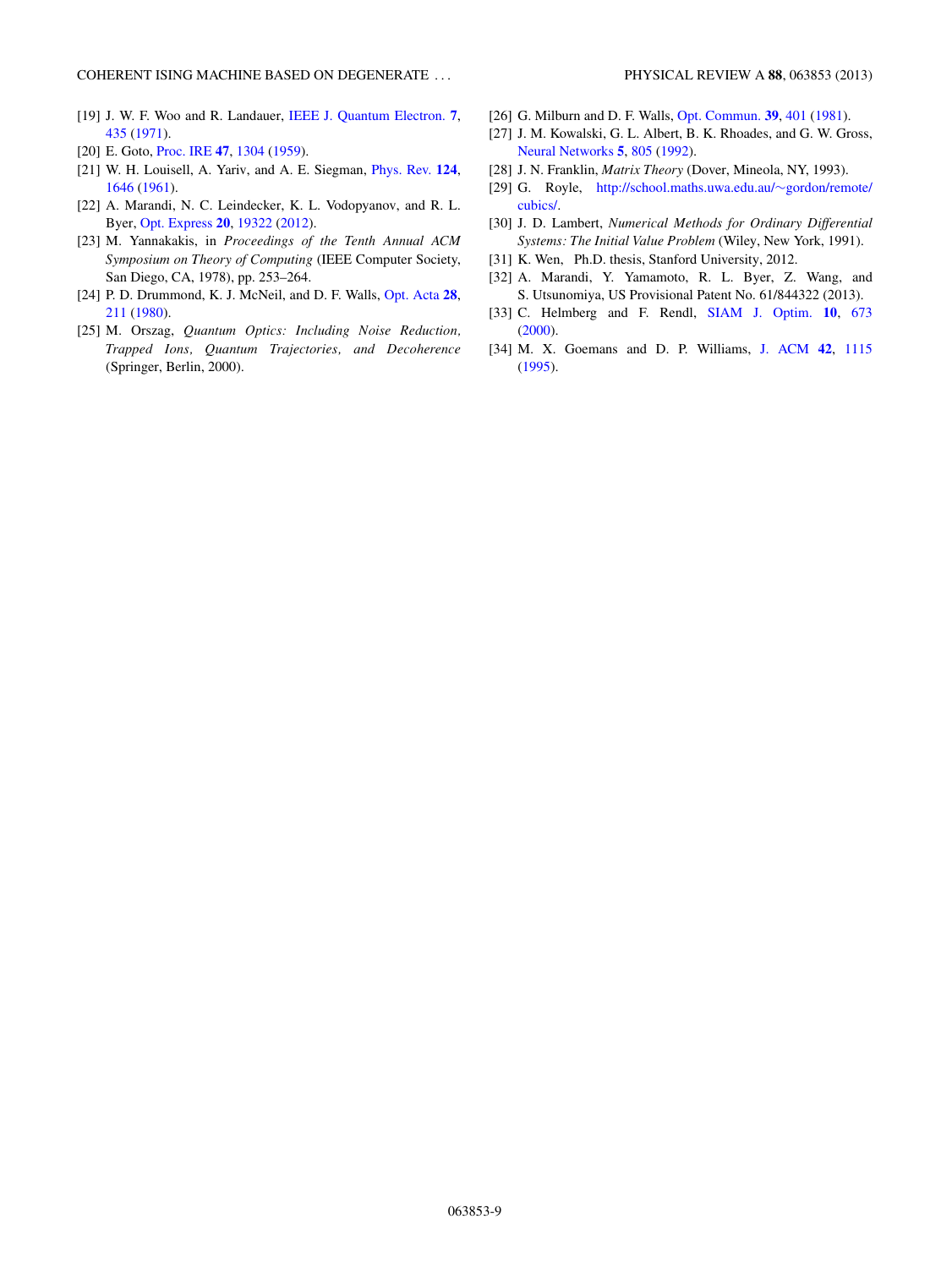[19] J. W. F. Woo and R. Landauer, IEEE J. Quantum Electron. **7**, 435 (1971).

[20] E. Goto, Proc. IRE **47**, 1304 (1959).

[21] W. H. Louisell, A. Yariv, and A. E. Siegman, Phys. Rev. **124**, 1646 (1961).

[22] A. Marandi, N. C. Leindecker, K. L. Vodopyanov, and R. L. Byer, Opt. Express **20**, 19322 (2012).

[23] M. Yannakakis, in *Proceedings of the Tenth Annual ACM Symposium on Theory of Computing* (IEEE Computer Society, San Diego, CA, 1978), pp. 253–264.

[24] P. D. Drummond, K. J. McNeil, and D. F. Walls, Opt. Acta **28**, 211 (1980).

[25] M. Orszag, *Quantum Optics: Including Noise Reduction, Trapped Ions, Quantum Trajectories, and Decoherence* (Springer, Berlin, 2000).

[26] G. Milburn and D. F. Walls, Opt. Commun. **39**, 401 (1981).

[27] J. M. Kowalski, G. L. Albert, B. K. Rhoades, and G. W. Gross, Neural Networks **5**, 805 (1992).

[28] J. N. Franklin, *Matrix Theory* (Dover, Mineola, NY, 1993).

[29] G. Royle, http://school.maths.uwa.edu.au/~gordon/remote/cubics/.

[30] J. D. Lambert, *Numerical Methods for Ordinary Differential Systems: The Initial Value Problem* (Wiley, New York, 1991).

[31] K. Wen, Ph.D. thesis, Stanford University, 2012.

[32] A. Marandi, Y. Yamamoto, R. L. Byer, Z. Wang, and S. Utsunomiya, US Provisional Patent No. 61/844322 (2013).

[33] C. Helmberg and F. Rendl, SIAM J. Optim. **10**, 673 (2000).

[34] M. X. Goemans and D. P. Williams, J. ACM **42**, 1115 (1995).